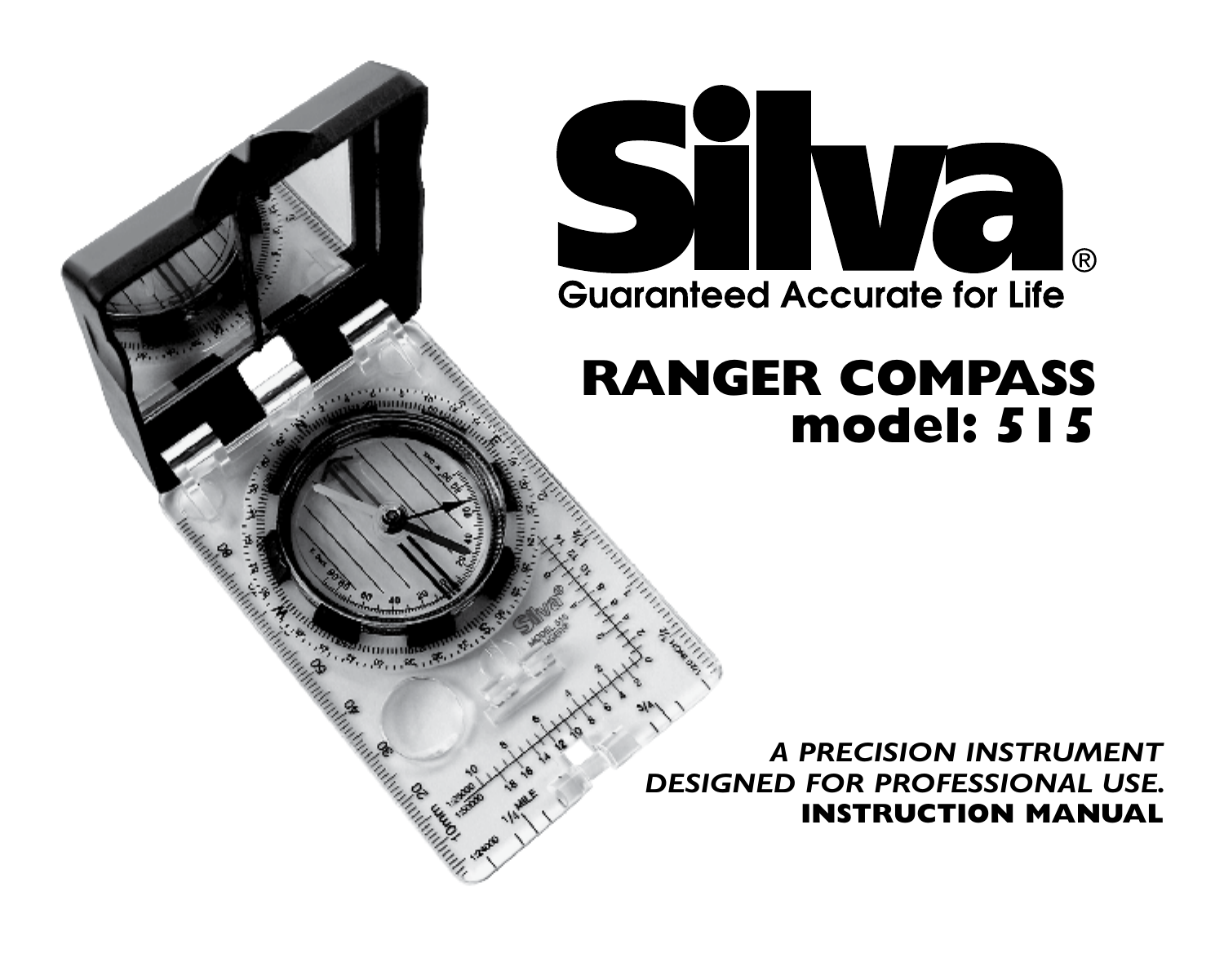# Silva®

**Guaranteed Accurate for Life**

## RANGER COMPASS
## model: 515

***A PRECISION INSTRUMENT DESIGNED FOR PROFESSIONAL USE.***

**INSTRUCTION MANUAL**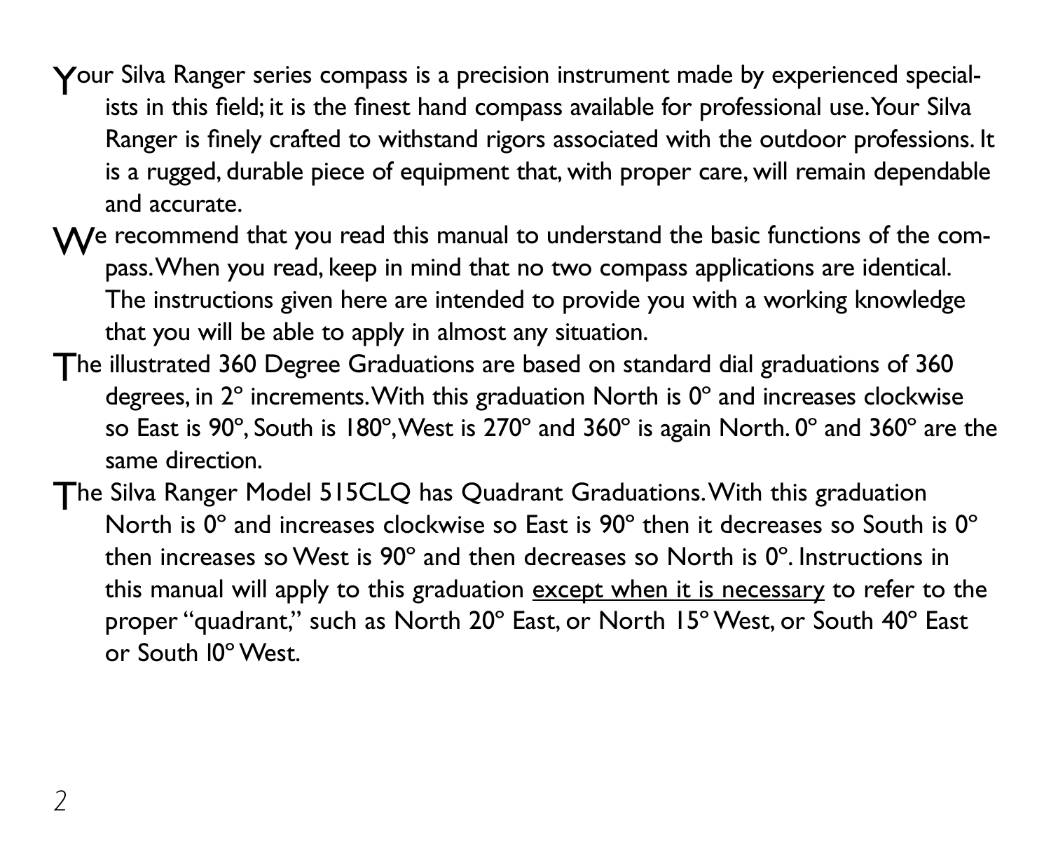Your Silva Ranger series compass is a precision instrument made by experienced specialists in this field; it is the finest hand compass available for professional use. Your Silva Ranger is finely crafted to withstand rigors associated with the outdoor professions. It is a rugged, durable piece of equipment that, with proper care, will remain dependable and accurate.

We recommend that you read this manual to understand the basic functions of the compass. When you read, keep in mind that no two compass applications are identical. The instructions given here are intended to provide you with a working knowledge that you will be able to apply in almost any situation.

The illustrated 360 Degree Graduations are based on standard dial graduations of 360 degrees, in 2° increments. With this graduation North is 0° and increases clockwise so East is 90°, South is 180°, West is 270° and 360° is again North. 0° and 360° are the same direction.

The Silva Ranger Model 515CLQ has Quadrant Graduations. With this graduation North is 0° and increases clockwise so East is 90° then it decreases so South is 0° then increases so West is 90° and then decreases so North is 0°. Instructions in this manual will apply to this graduation <u>except when it is necessary</u> to refer to the proper "quadrant," such as North 20° East, or North 15° West, or South 40° East or South 10° West.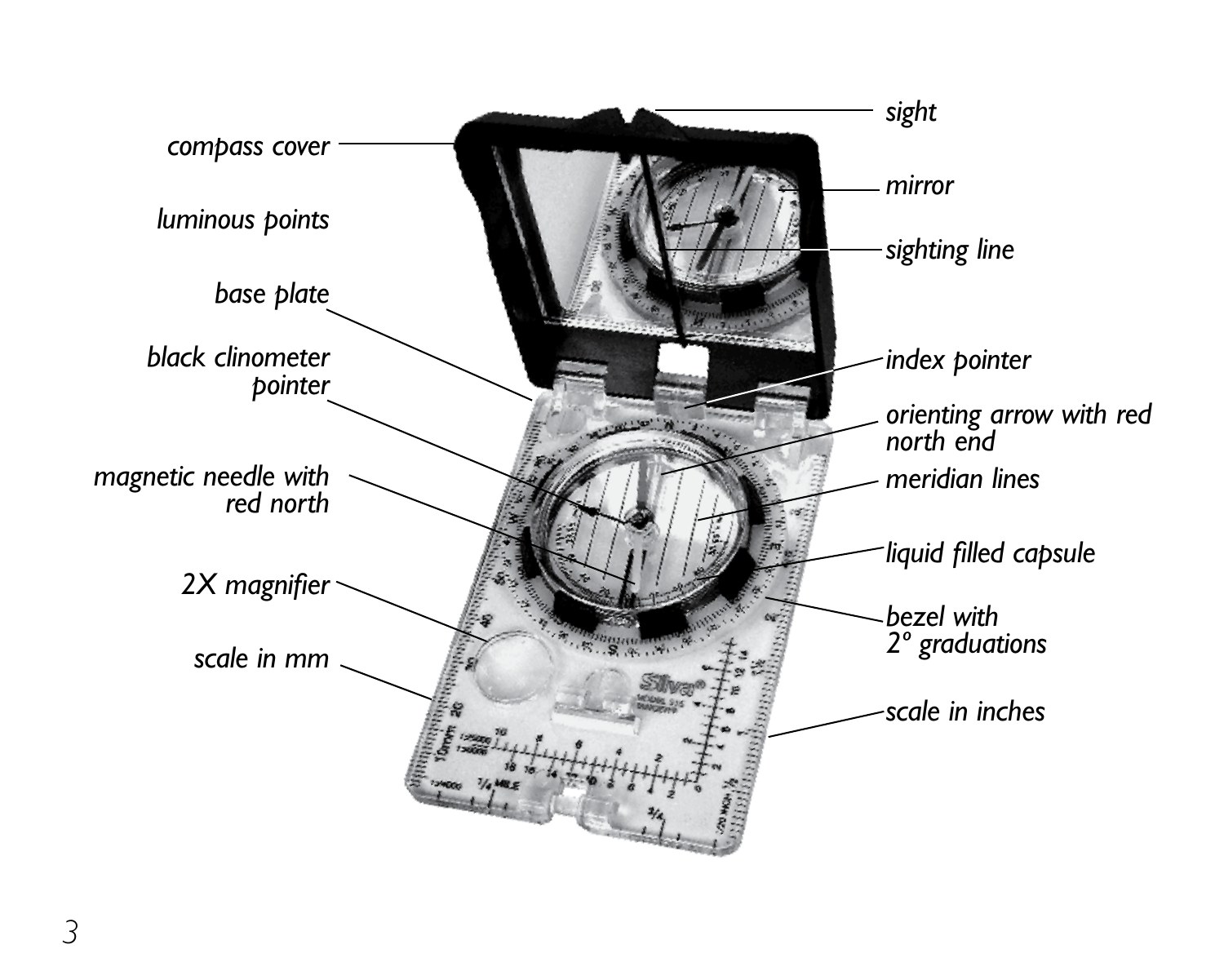compass cover

luminous points

base plate

black clinometer pointer

magnetic needle with red north

2X magnifier

scale in mm

sight

mirror

sighting line

index pointer

orienting arrow with red north end

meridian lines

liquid filled capsule

bezel with 2° graduations

scale in inches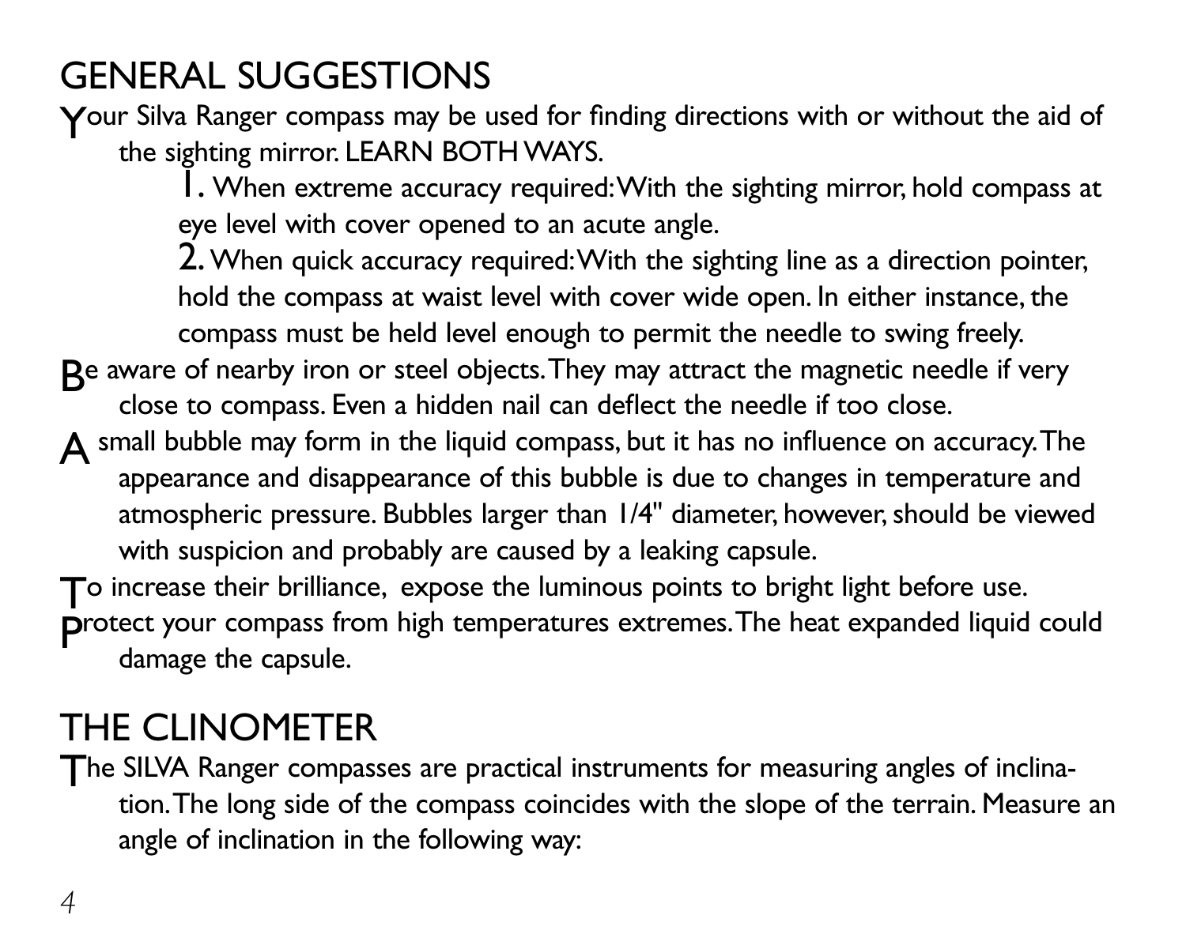## GENERAL SUGGESTIONS

Your Silva Ranger compass may be used for finding directions with or without the aid of the sighting mirror. LEARN BOTH WAYS.

1. When extreme accuracy required: With the sighting mirror, hold compass at eye level with cover opened to an acute angle.
2. When quick accuracy required: With the sighting line as a direction pointer, hold the compass at waist level with cover wide open. In either instance, the compass must be held level enough to permit the needle to swing freely.

Be aware of nearby iron or steel objects. They may attract the magnetic needle if very close to compass. Even a hidden nail can deflect the needle if too close.

A small bubble may form in the liquid compass, but it has no influence on accuracy. The appearance and disappearance of this bubble is due to changes in temperature and atmospheric pressure. Bubbles larger than 1/4" diameter, however, should be viewed with suspicion and probably are caused by a leaking capsule.

To increase their brilliance, expose the luminous points to bright light before use.

Protect your compass from high temperatures extremes. The heat expanded liquid could damage the capsule.

## THE CLINOMETER

The SILVA Ranger compasses are practical instruments for measuring angles of inclination. The long side of the compass coincides with the slope of the terrain. Measure an angle of inclination in the following way: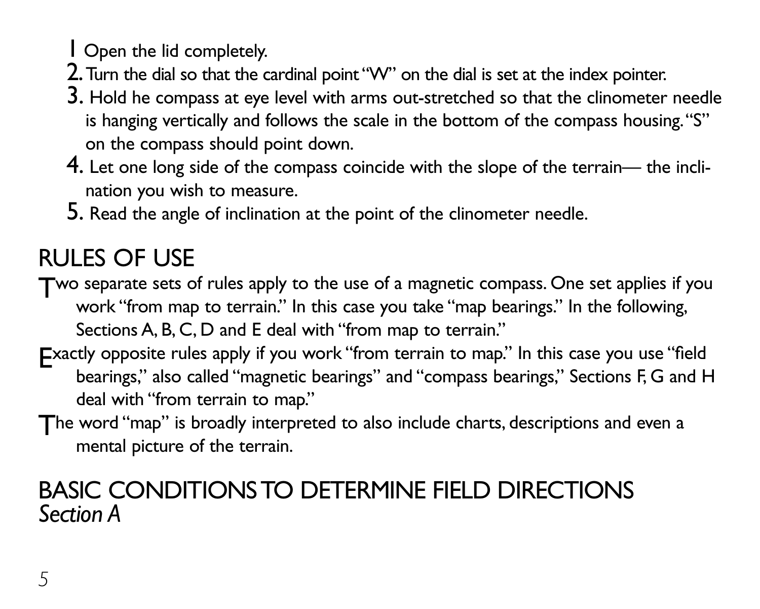1. Open the lid completely.
2. Turn the dial so that the cardinal point "W" on the dial is set at the index pointer.
3. Hold he compass at eye level with arms out-stretched so that the clinometer needle is hanging vertically and follows the scale in the bottom of the compass housing. "S" on the compass should point down.
4. Let one long side of the compass coincide with the slope of the terrain— the inclination you wish to measure.
5. Read the angle of inclination at the point of the clinometer needle.

## RULES OF USE

Two separate sets of rules apply to the use of a magnetic compass. One set applies if you work "from map to terrain." In this case you take "map bearings." In the following, Sections A, B, C, D and E deal with "from map to terrain."

Exactly opposite rules apply if you work "from terrain to map." In this case you use "field bearings," also called "magnetic bearings" and "compass bearings," Sections F, G and H deal with "from terrain to map."

The word "map" is broadly interpreted to also include charts, descriptions and even a mental picture of the terrain.

## BASIC CONDITIONS TO DETERMINE FIELD DIRECTIONS
*Section A*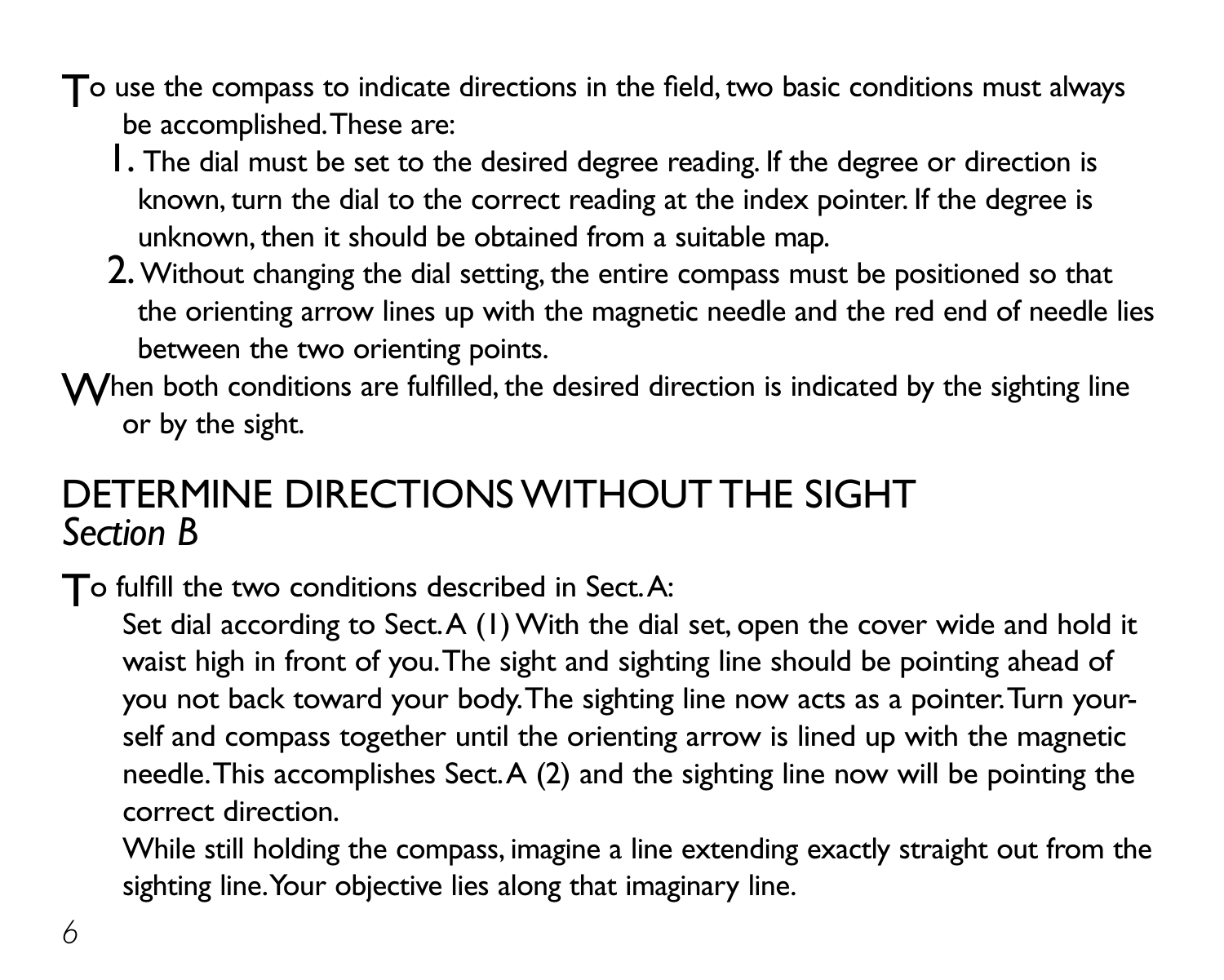To use the compass to indicate directions in the field, two basic conditions must always be accomplished. These are:

1. The dial must be set to the desired degree reading. If the degree or direction is known, turn the dial to the correct reading at the index pointer. If the degree is unknown, then it should be obtained from a suitable map.
2. Without changing the dial setting, the entire compass must be positioned so that the orienting arrow lines up with the magnetic needle and the red end of needle lies between the two orienting points.

When both conditions are fulfilled, the desired direction is indicated by the sighting line or by the sight.

## DETERMINE DIRECTIONS WITHOUT THE SIGHT
*Section B*

To fulfill the two conditions described in Sect. A:

Set dial according to Sect. A (1) With the dial set, open the cover wide and hold it waist high in front of you. The sight and sighting line should be pointing ahead of you not back toward your body. The sighting line now acts as a pointer. Turn yourself and compass together until the orienting arrow is lined up with the magnetic needle. This accomplishes Sect. A (2) and the sighting line now will be pointing the correct direction.

While still holding the compass, imagine a line extending exactly straight out from the sighting line. Your objective lies along that imaginary line.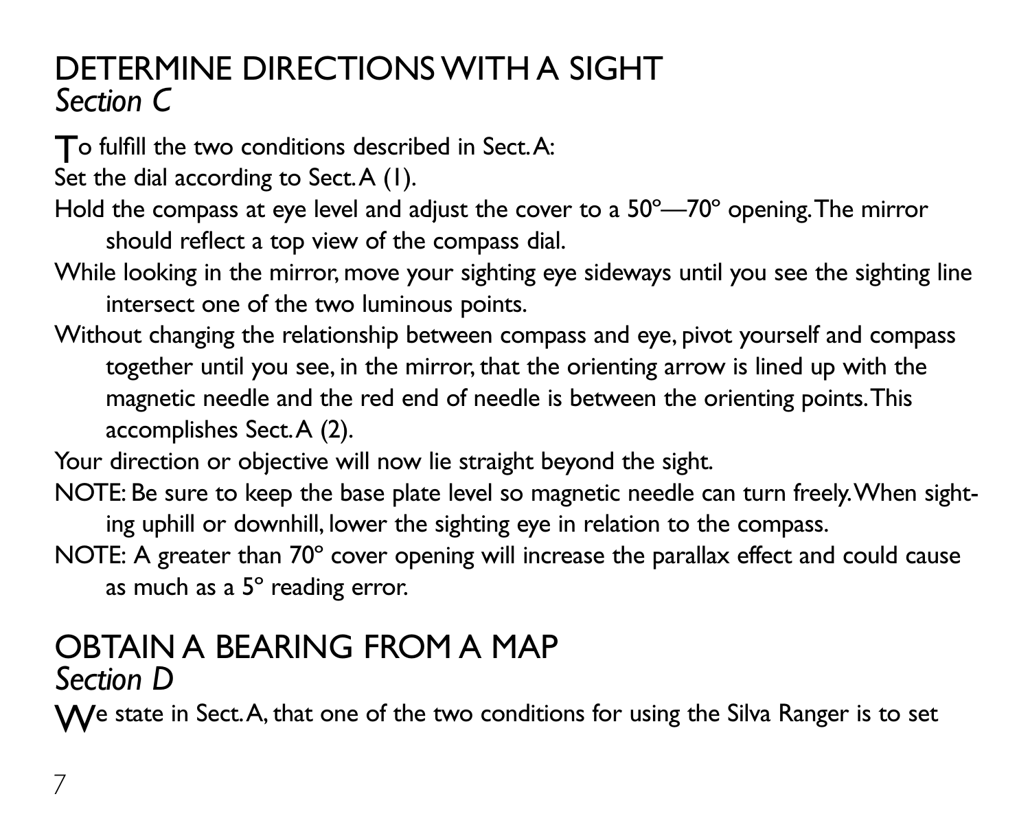## DETERMINE DIRECTIONS WITH A SIGHT
*Section C*

To fulfill the two conditions described in Sect. A:

Set the dial according to Sect. A (1).

Hold the compass at eye level and adjust the cover to a 50°—70° opening. The mirror should reflect a top view of the compass dial.

While looking in the mirror, move your sighting eye sideways until you see the sighting line intersect one of the two luminous points.

Without changing the relationship between compass and eye, pivot yourself and compass together until you see, in the mirror, that the orienting arrow is lined up with the magnetic needle and the red end of needle is between the orienting points. This accomplishes Sect. A (2).

Your direction or objective will now lie straight beyond the sight.

NOTE: Be sure to keep the base plate level so magnetic needle can turn freely. When sighting uphill or downhill, lower the sighting eye in relation to the compass.

NOTE: A greater than 70° cover opening will increase the parallax effect and could cause as much as a 5° reading error.

## OBTAIN A BEARING FROM A MAP
*Section D*

We state in Sect. A, that one of the two conditions for using the Silva Ranger is to set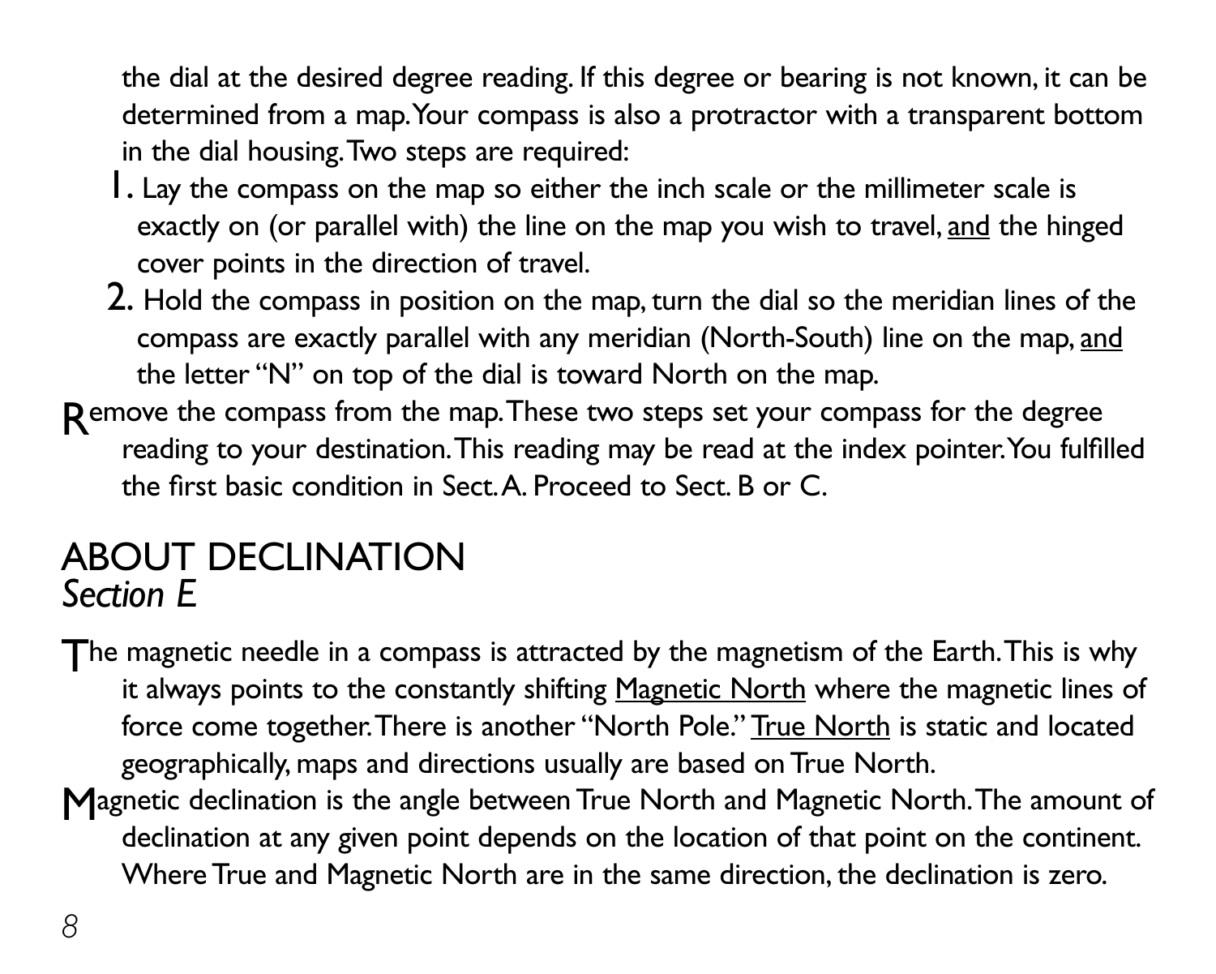the dial at the desired degree reading. If this degree or bearing is not known, it can be determined from a map. Your compass is also a protractor with a transparent bottom in the dial housing. Two steps are required:

1. Lay the compass on the map so either the inch scale or the millimeter scale is exactly on (or parallel with) the line on the map you wish to travel, <u>and</u> the hinged cover points in the direction of travel.
2. Hold the compass in position on the map, turn the dial so the meridian lines of the compass are exactly parallel with any meridian (North-South) line on the map, <u>and</u> the letter "N" on top of the dial is toward North on the map.

Remove the compass from the map. These two steps set your compass for the degree reading to your destination. This reading may be read at the index pointer. You fulfilled the first basic condition in Sect. A. Proceed to Sect. B or C.

## ABOUT DECLINATION
### *Section E*

The magnetic needle in a compass is attracted by the magnetism of the Earth. This is why it always points to the constantly shifting <u>Magnetic North</u> where the magnetic lines of force come together. There is another "North Pole." <u>True North</u> is static and located geographically, maps and directions usually are based on True North.

Magnetic declination is the angle between True North and Magnetic North. The amount of declination at any given point depends on the location of that point on the continent. Where True and Magnetic North are in the same direction, the declination is zero.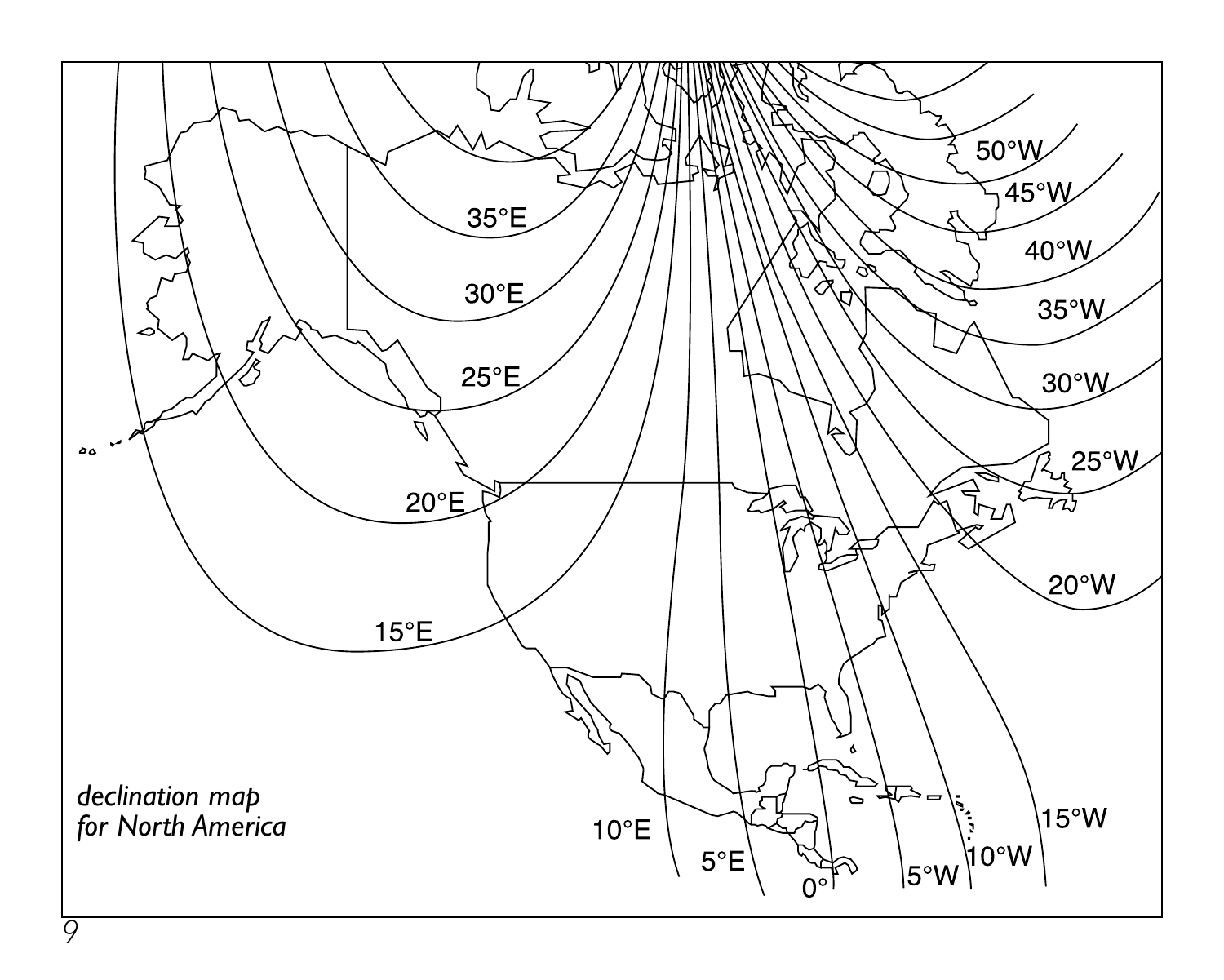*declination map*
*for North America*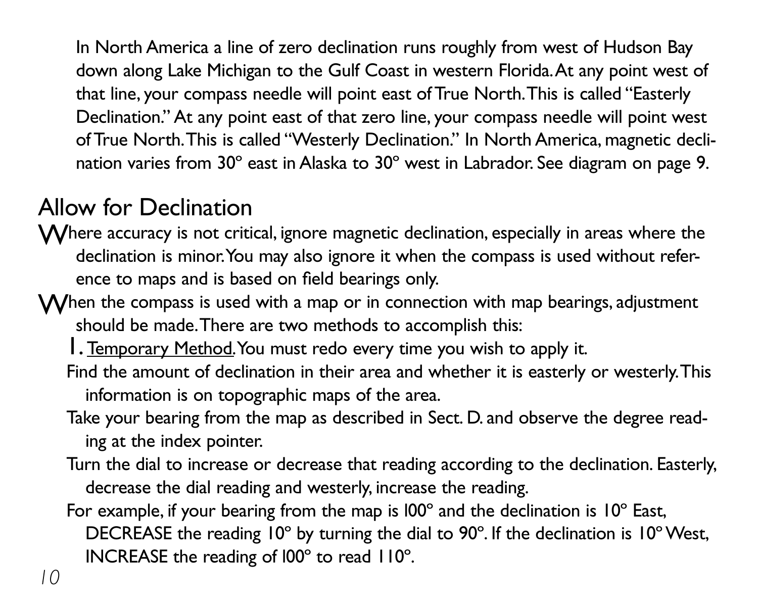In North America a line of zero declination runs roughly from west of Hudson Bay down along Lake Michigan to the Gulf Coast in western Florida. At any point west of that line, your compass needle will point east of True North. This is called "Easterly Declination." At any point east of that zero line, your compass needle will point west of True North. This is called "Westerly Declination." In North America, magnetic declination varies from 30° east in Alaska to 30° west in Labrador. See diagram on page 9.

## Allow for Declination

Where accuracy is not critical, ignore magnetic declination, especially in areas where the declination is minor. You may also ignore it when the compass is used without reference to maps and is based on field bearings only.

When the compass is used with a map or in connection with map bearings, adjustment should be made. There are two methods to accomplish this:

1. Temporary Method. You must redo every time you wish to apply it.

Find the amount of declination in their area and whether it is easterly or westerly. This information is on topographic maps of the area.

Take your bearing from the map as described in Sect. D. and observe the degree reading at the index pointer.

Turn the dial to increase or decrease that reading according to the declination. Easterly, decrease the dial reading and westerly, increase the reading.

For example, if your bearing from the map is 100° and the declination is 10° East, DECREASE the reading 10° by turning the dial to 90°. If the declination is 10° West, INCREASE the reading of 100° to read 110°.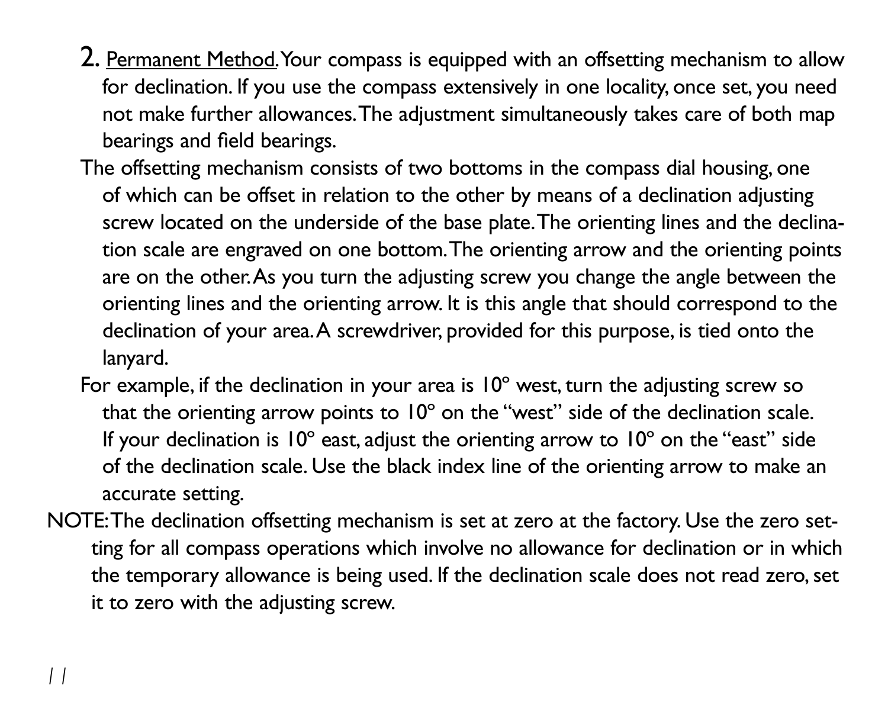**2.** <u>Permanent Method.</u> Your compass is equipped with an offsetting mechanism to allow for declination. If you use the compass extensively in one locality, once set, you need not make further allowances. The adjustment simultaneously takes care of both map bearings and field bearings.

The offsetting mechanism consists of two bottoms in the compass dial housing, one of which can be offset in relation to the other by means of a declination adjusting screw located on the underside of the base plate. The orienting lines and the declination scale are engraved on one bottom. The orienting arrow and the orienting points are on the other. As you turn the adjusting screw you change the angle between the orienting lines and the orienting arrow. It is this angle that should correspond to the declination of your area. A screwdriver, provided for this purpose, is tied onto the lanyard.

For example, if the declination in your area is 10° west, turn the adjusting screw so that the orienting arrow points to 10° on the "west" side of the declination scale. If your declination is 10° east, adjust the orienting arrow to 10° on the "east" side of the declination scale. Use the black index line of the orienting arrow to make an accurate setting.

NOTE: The declination offsetting mechanism is set at zero at the factory. Use the zero setting for all compass operations which involve no allowance for declination or in which the temporary allowance is being used. If the declination scale does not read zero, set it to zero with the adjusting screw.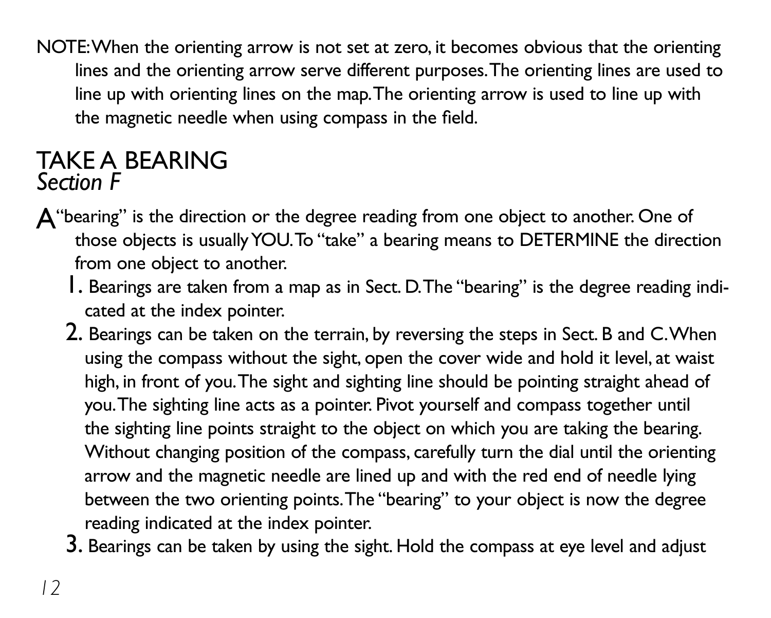NOTE: When the orienting arrow is not set at zero, it becomes obvious that the orienting lines and the orienting arrow serve different purposes. The orienting lines are used to line up with orienting lines on the map. The orienting arrow is used to line up with the magnetic needle when using compass in the field.

## TAKE A BEARING
*Section F*

A "bearing" is the direction or the degree reading from one object to another. One of those objects is usually YOU. To "take" a bearing means to DETERMINE the direction from one object to another.

1. Bearings are taken from a map as in Sect. D. The "bearing" is the degree reading indicated at the index pointer.
2. Bearings can be taken on the terrain, by reversing the steps in Sect. B and C. When using the compass without the sight, open the cover wide and hold it level, at waist high, in front of you. The sight and sighting line should be pointing straight ahead of you. The sighting line acts as a pointer. Pivot yourself and compass together until the sighting line points straight to the object on which you are taking the bearing. Without changing position of the compass, carefully turn the dial until the orienting arrow and the magnetic needle are lined up and with the red end of needle lying between the two orienting points. The "bearing" to your object is now the degree reading indicated at the index pointer.
3. Bearings can be taken by using the sight. Hold the compass at eye level and adjust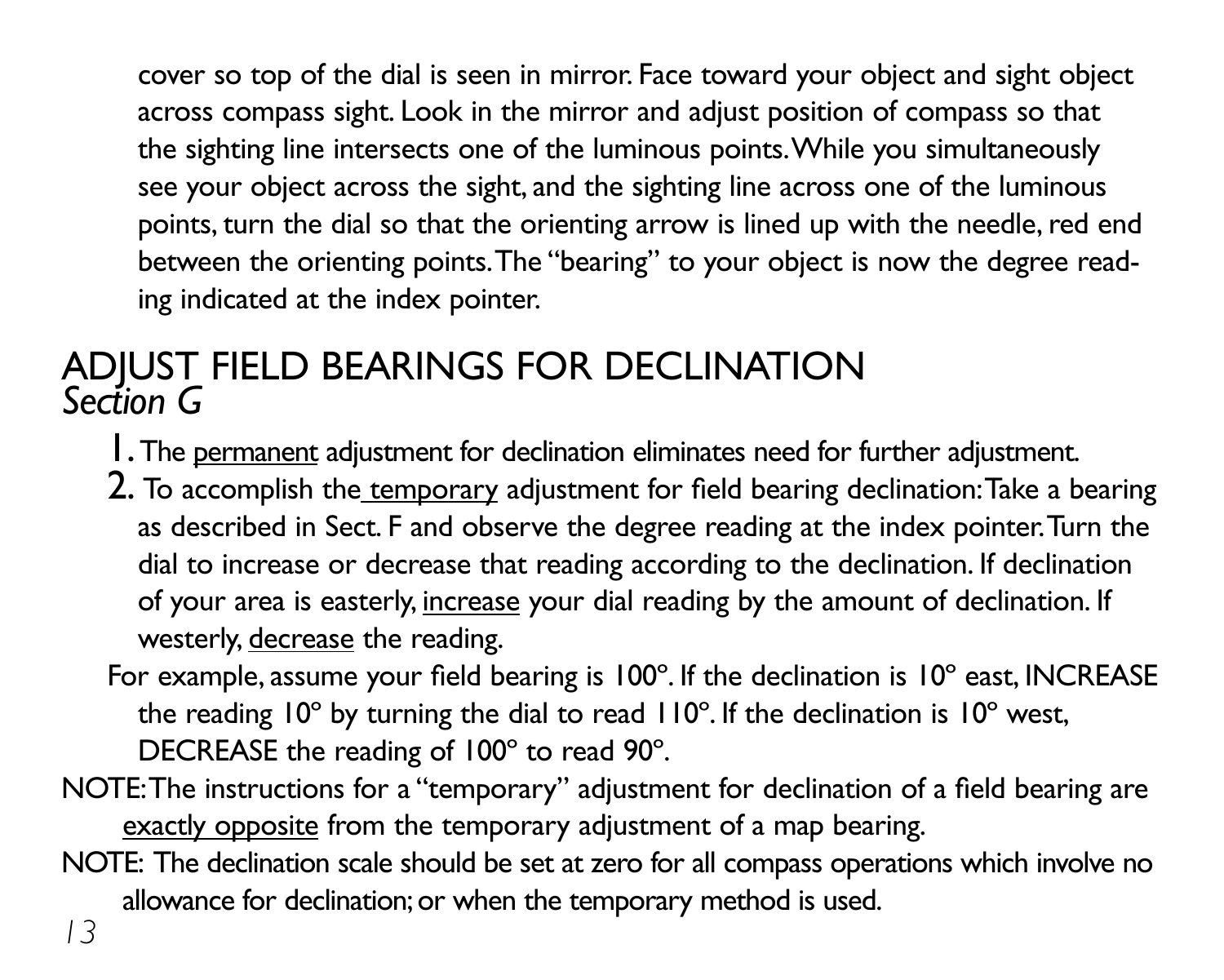cover so top of the dial is seen in mirror. Face toward your object and sight object across compass sight. Look in the mirror and adjust position of compass so that the sighting line intersects one of the luminous points. While you simultaneously see your object across the sight, and the sighting line across one of the luminous points, turn the dial so that the orienting arrow is lined up with the needle, red end between the orienting points. The "bearing" to your object is now the degree reading indicated at the index pointer.

## ADJUST FIELD BEARINGS FOR DECLINATION
*Section G*

1. The <u>permanent</u> adjustment for declination eliminates need for further adjustment.
2. To accomplish the <u>temporary</u> adjustment for field bearing declination: Take a bearing as described in Sect. F and observe the degree reading at the index pointer. Turn the dial to increase or decrease that reading according to the declination. If declination of your area is easterly, <u>increase</u> your dial reading by the amount of declination. If westerly, <u>decrease</u> the reading.

For example, assume your field bearing is 100°. If the declination is 10° east, INCREASE the reading 10° by turning the dial to read 110°. If the declination is 10° west, DECREASE the reading of 100° to read 90°.

NOTE: The instructions for a "temporary" adjustment for declination of a field bearing are <u>exactly opposite</u> from the temporary adjustment of a map bearing.

NOTE: The declination scale should be set at zero for all compass operations which involve no allowance for declination; or when the temporary method is used.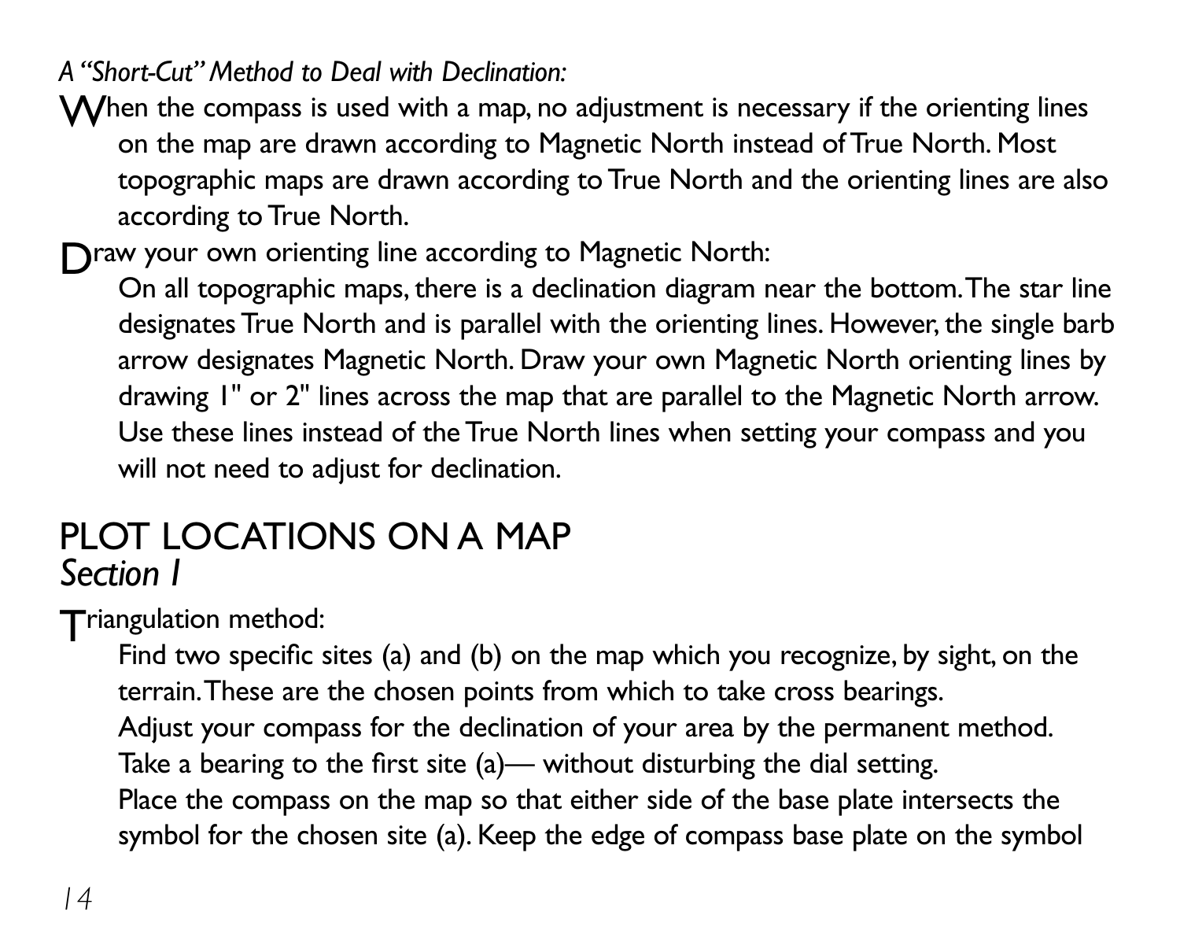*A "Short-Cut" Method to Deal with Declination:*

When the compass is used with a map, no adjustment is necessary if the orienting lines on the map are drawn according to Magnetic North instead of True North. Most topographic maps are drawn according to True North and the orienting lines are also according to True North.

Draw your own orienting line according to Magnetic North:

On all topographic maps, there is a declination diagram near the bottom. The star line designates True North and is parallel with the orienting lines. However, the single barb arrow designates Magnetic North. Draw your own Magnetic North orienting lines by drawing 1" or 2" lines across the map that are parallel to the Magnetic North arrow. Use these lines instead of the True North lines when setting your compass and you will not need to adjust for declination.

## PLOT LOCATIONS ON A MAP
### *Section I*

Triangulation method:

Find two specific sites (a) and (b) on the map which you recognize, by sight, on the terrain. These are the chosen points from which to take cross bearings.

Adjust your compass for the declination of your area by the permanent method.

Take a bearing to the first site (a)— without disturbing the dial setting.

Place the compass on the map so that either side of the base plate intersects the symbol for the chosen site (a). Keep the edge of compass base plate on the symbol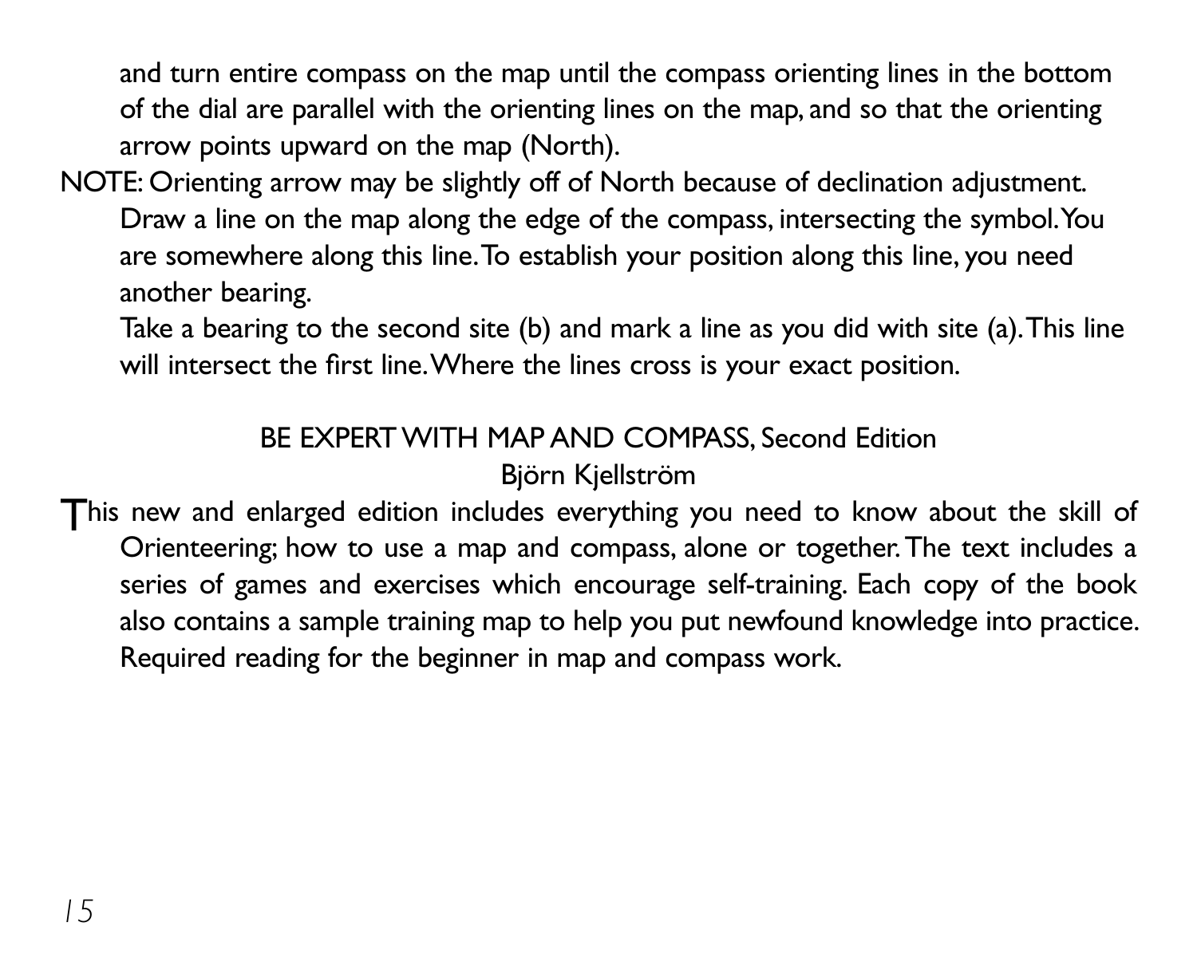and turn entire compass on the map until the compass orienting lines in the bottom of the dial are parallel with the orienting lines on the map, and so that the orienting arrow points upward on the map (North).

NOTE: Orienting arrow may be slightly off of North because of declination adjustment.

Draw a line on the map along the edge of the compass, intersecting the symbol. You are somewhere along this line. To establish your position along this line, you need another bearing.

Take a bearing to the second site (b) and mark a line as you did with site (a). This line will intersect the first line. Where the lines cross is your exact position.

## BE EXPERT WITH MAP AND COMPASS, Second Edition

Björn Kjellström

This new and enlarged edition includes everything you need to know about the skill of Orienteering; how to use a map and compass, alone or together. The text includes a series of games and exercises which encourage self-training. Each copy of the book also contains a sample training map to help you put newfound knowledge into practice. Required reading for the beginner in map and compass work.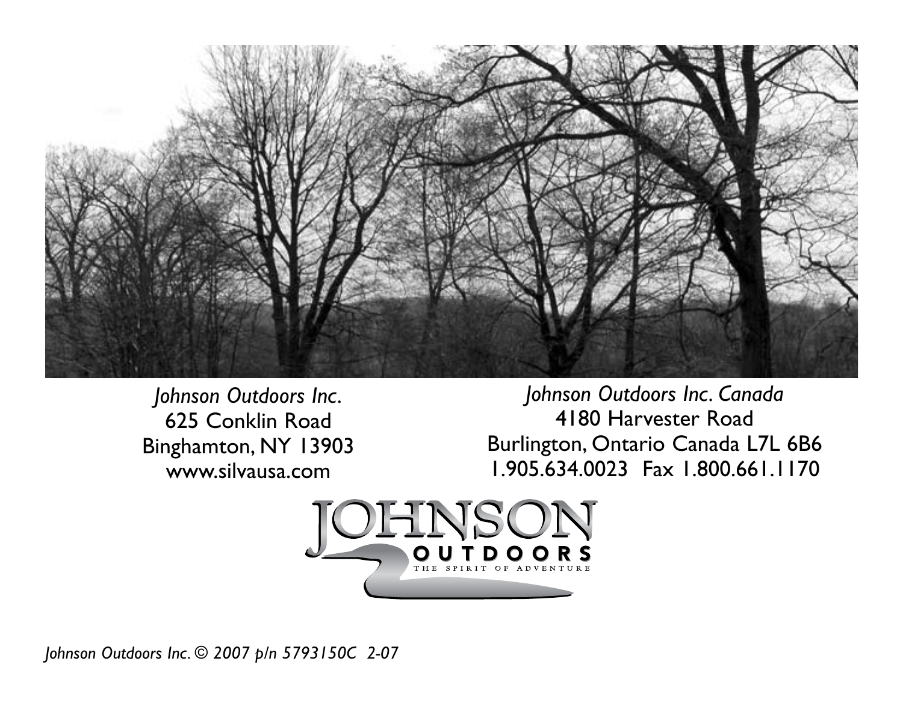*Johnson Outdoors Inc.*
625 Conklin Road
Binghamton, NY 13903
www.silvausa.com

*Johnson Outdoors Inc. Canada*
4180 Harvester Road
Burlington, Ontario Canada L7L 6B6
1.905.634.0023 Fax 1.800.661.1170

JOHNSON
OUTDOORS
THE SPIRIT OF ADVENTURE

*Johnson Outdoors Inc. © 2007 p/n 5793150C 2-07*